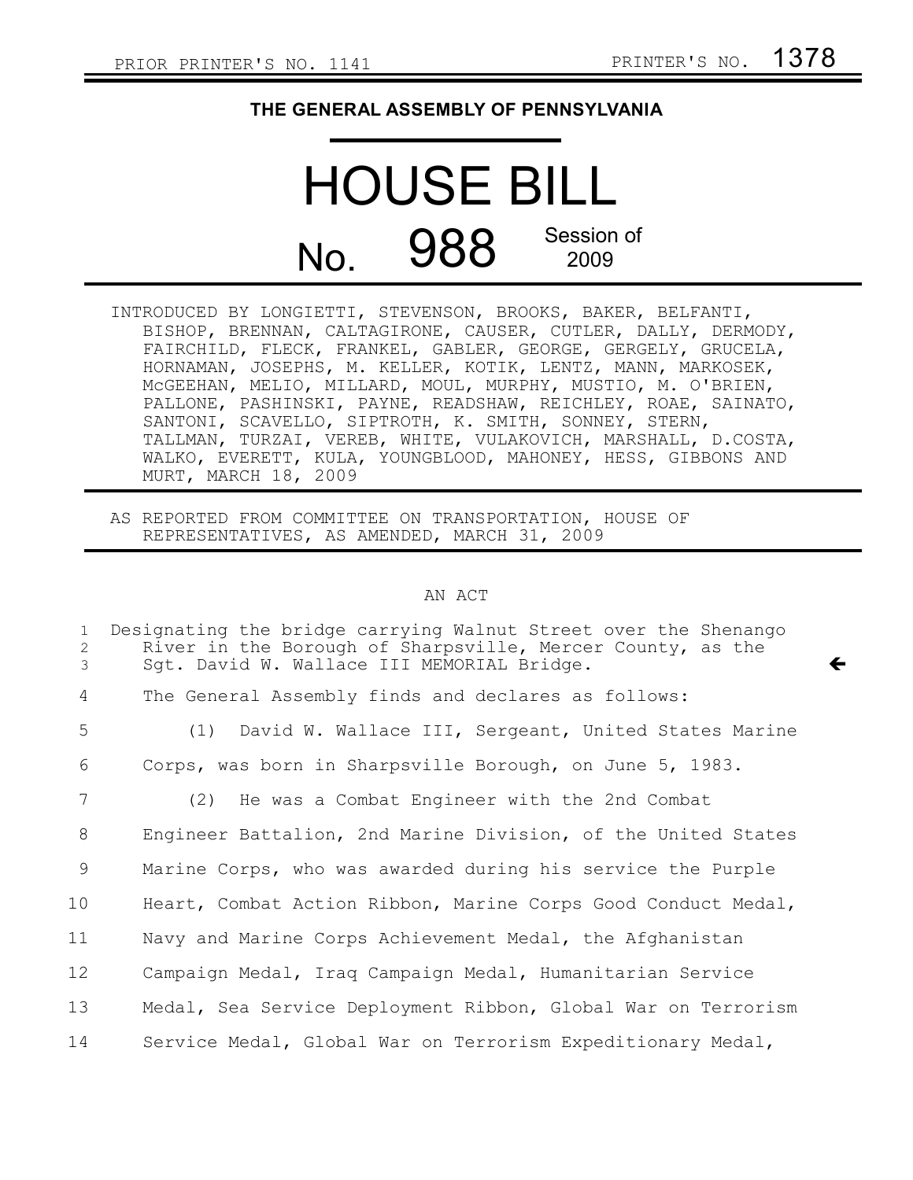PRIOR PRINTER'S NO. 1141 PRINTER'S NO. 1378

**THE GENERAL ASSEMBLY OF PENNSYLVANIA**

# HOUSE BILL

## No. 988 Session of 2009

INTRODUCED BY LONGIETTI, STEVENSON, BROOKS, BAKER, BELFANTI, BISHOP, BRENNAN, CALTAGIRONE, CAUSER, CUTLER, DALLY, DERMODY, FAIRCHILD, FLECK, FRANKEL, GABLER, GEORGE, GERGELY, GRUCELA, HORNAMAN, JOSEPHS, M. KELLER, KOTIK, LENTZ, MANN, MARKOSEK, McGEEHAN, MELIO, MILLARD, MOUL, MURPHY, MUSTIO, M. O'BRIEN, PALLONE, PASHINSKI, PAYNE, READSHAW, REICHLEY, ROAE, SAINATO, SANTONI, SCAVELLO, SIPTROTH, K. SMITH, SONNEY, STERN, TALLMAN, TURZAI, VEREB, WHITE, VULAKOVICH, MARSHALL, D.COSTA, WALKO, EVERETT, KULA, YOUNGBLOOD, MAHONEY, HESS, GIBBONS AND MURT, MARCH 18, 2009

AS REPORTED FROM COMMITTEE ON TRANSPORTATION, HOUSE OF REPRESENTATIVES, AS AMENDED, MARCH 31, 2009

AN ACT

Designating the bridge carrying Walnut Street over the Shenango River in the Borough of Sharpsville, Mercer County, as the Sgt. David W. Wallace III MEMORIAL Bridge. ←

The General Assembly finds and declares as follows:

(1) David W. Wallace III, Sergeant, United States Marine Corps, was born in Sharpsville Borough, on June 5, 1983.

(2) He was a Combat Engineer with the 2nd Combat Engineer Battalion, 2nd Marine Division, of the United States Marine Corps, who was awarded during his service the Purple Heart, Combat Action Ribbon, Marine Corps Good Conduct Medal, Navy and Marine Corps Achievement Medal, the Afghanistan Campaign Medal, Iraq Campaign Medal, Humanitarian Service Medal, Sea Service Deployment Ribbon, Global War on Terrorism Service Medal, Global War on Terrorism Expeditionary Medal,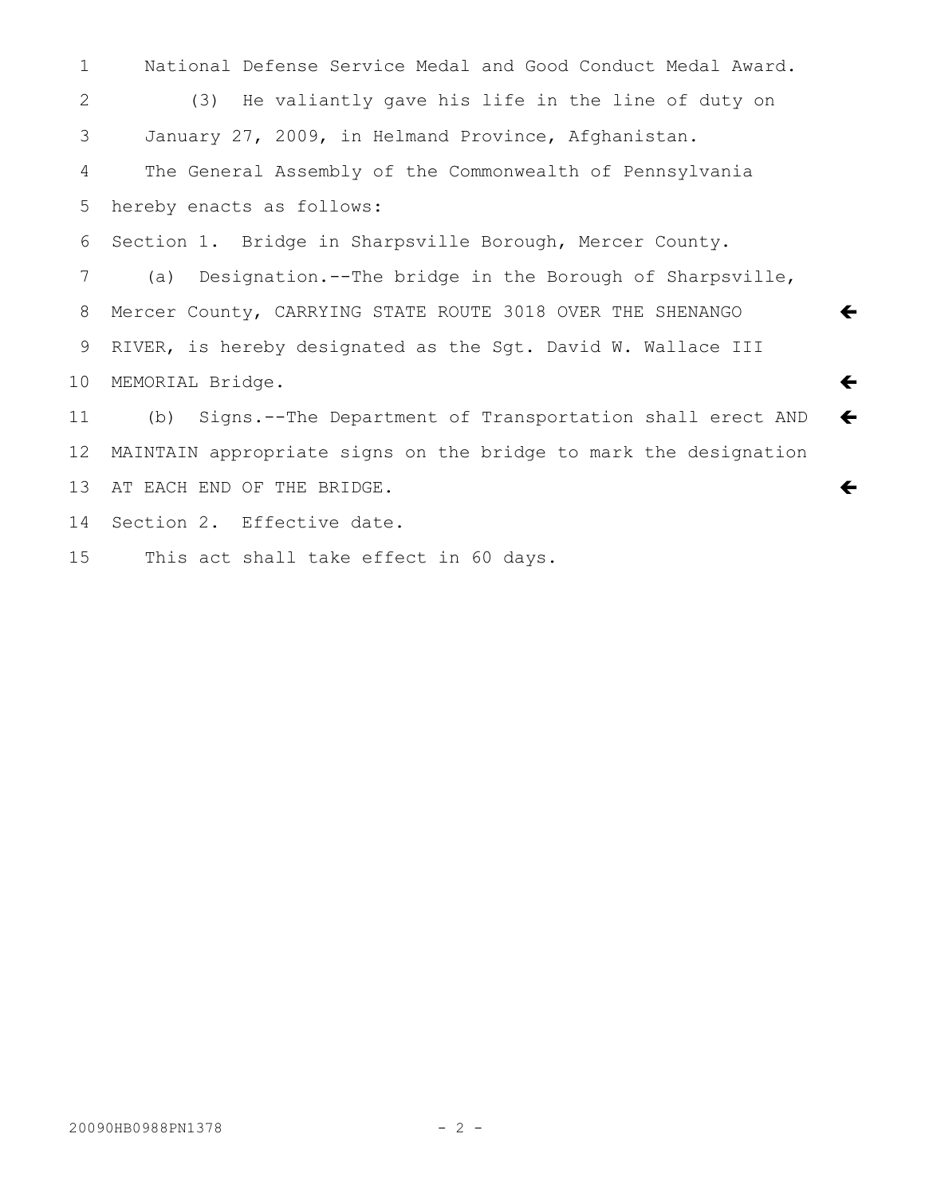National Defense Service Medal and Good Conduct Medal Award.

(3) He valiantly gave his life in the line of duty on January 27, 2009, in Helmand Province, Afghanistan.

The General Assembly of the Commonwealth of Pennsylvania hereby enacts as follows:

Section 1. Bridge in Sharpsville Borough, Mercer County.

(a) Designation.--The bridge in the Borough of Sharpsville, Mercer County, CARRYING STATE ROUTE 3018 OVER THE SHENANGO RIVER, is hereby designated as the Sgt. David W. Wallace III MEMORIAL Bridge.

(b) Signs.--The Department of Transportation shall erect AND MAINTAIN appropriate signs on the bridge to mark the designation AT EACH END OF THE BRIDGE.

Section 2. Effective date.

This act shall take effect in 60 days.